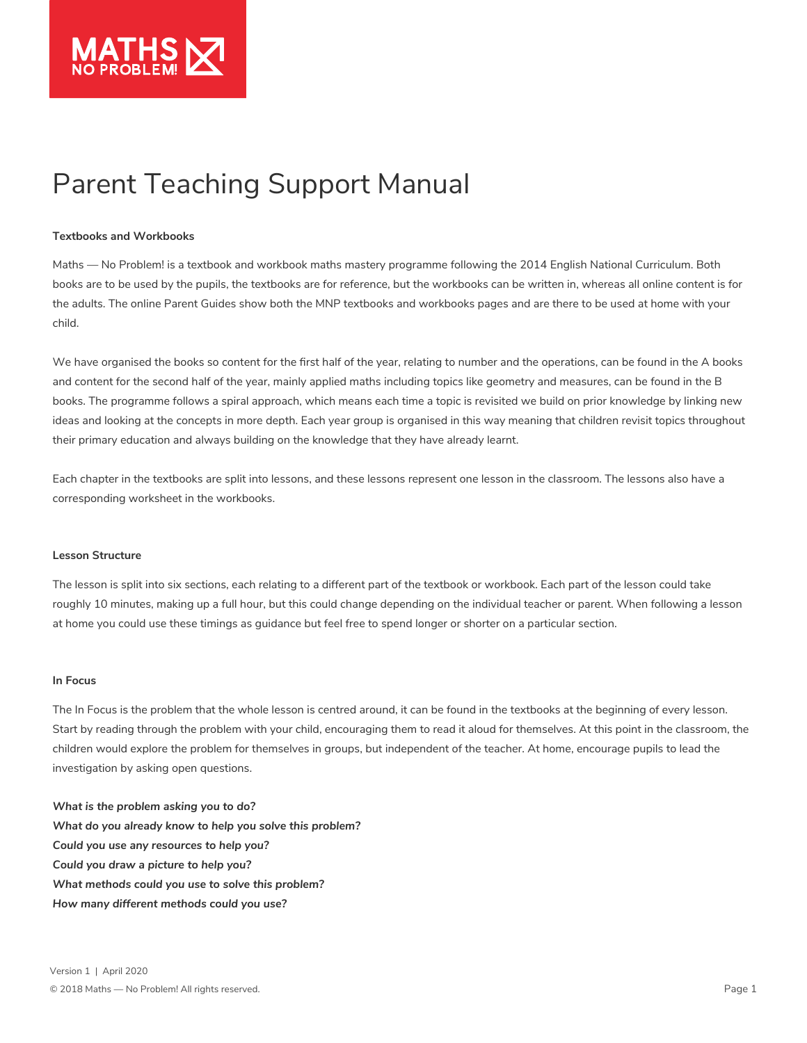# Parent Teaching Support Manual

**Textbooks and Workbooks**

Maths — No Problem! is a textbook and workbook maths mastery programme following the 2014 English National Curriculum. Both books are to be used by the pupils, the textbooks are for reference, but the workbooks can be written in, whereas all online content is for the adults. The online Parent Guides show both the MNP textbooks and workbooks pages and are there to be used at home with your child.

We have organised the books so content for the first half of the year, relating to number and the operations, can be found in the A books and content for the second half of the year, mainly applied maths including topics like geometry and measures, can be found in the B books. The programme follows a spiral approach, which means each time a topic is revisited we build on prior knowledge by linking new ideas and looking at the concepts in more depth. Each year group is organised in this way meaning that children revisit topics throughout their primary education and always building on the knowledge that they have already learnt.

Each chapter in the textbooks are split into lessons, and these lessons represent one lesson in the classroom. The lessons also have a corresponding worksheet in the workbooks.

**Lesson Structure**

The lesson is split into six sections, each relating to a different part of the textbook or workbook. Each part of the lesson could take roughly 10 minutes, making up a full hour, but this could change depending on the individual teacher or parent. When following a lesson at home you could use these timings as guidance but feel free to spend longer or shorter on a particular section.

**In Focus**

The In Focus is the problem that the whole lesson is centred around, it can be found in the textbooks at the beginning of every lesson. Start by reading through the problem with your child, encouraging them to read it aloud for themselves. At this point in the classroom, the children would explore the problem for themselves in groups, but independent of the teacher. At home, encourage pupils to lead the investigation by asking open questions.

***What is the problem asking you to do?***
***What do you already know to help you solve this problem?***
***Could you use any resources to help you?***
***Could you draw a picture to help you?***
***What methods could you use to solve this problem?***
***How many different methods could you use?***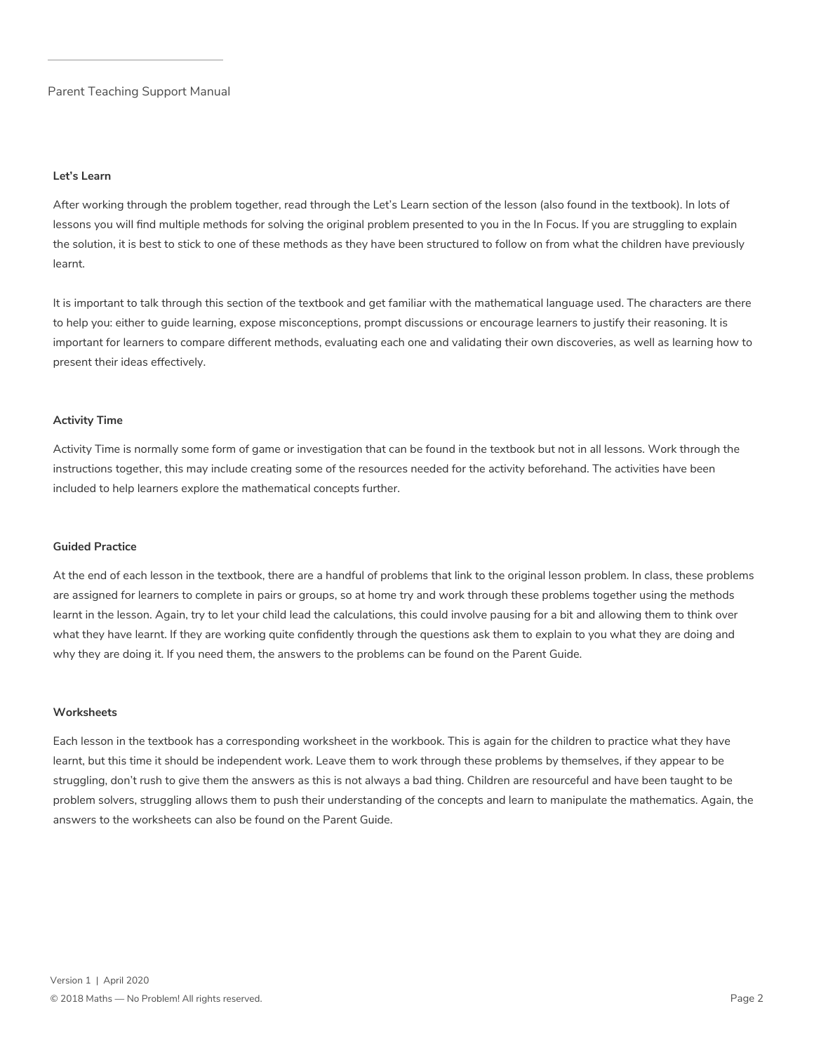### Let's Learn

After working through the problem together, read through the Let's Learn section of the lesson (also found in the textbook). In lots of lessons you will find multiple methods for solving the original problem presented to you in the In Focus. If you are struggling to explain the solution, it is best to stick to one of these methods as they have been structured to follow on from what the children have previously learnt.

It is important to talk through this section of the textbook and get familiar with the mathematical language used. The characters are there to help you: either to guide learning, expose misconceptions, prompt discussions or encourage learners to justify their reasoning. It is important for learners to compare different methods, evaluating each one and validating their own discoveries, as well as learning how to present their ideas effectively.

### Activity Time

Activity Time is normally some form of game or investigation that can be found in the textbook but not in all lessons. Work through the instructions together, this may include creating some of the resources needed for the activity beforehand. The activities have been included to help learners explore the mathematical concepts further.

### Guided Practice

At the end of each lesson in the textbook, there are a handful of problems that link to the original lesson problem. In class, these problems are assigned for learners to complete in pairs or groups, so at home try and work through these problems together using the methods learnt in the lesson. Again, try to let your child lead the calculations, this could involve pausing for a bit and allowing them to think over what they have learnt. If they are working quite confidently through the questions ask them to explain to you what they are doing and why they are doing it. If you need them, the answers to the problems can be found on the Parent Guide.

### Worksheets

Each lesson in the textbook has a corresponding worksheet in the workbook. This is again for the children to practice what they have learnt, but this time it should be independent work. Leave them to work through these problems by themselves, if they appear to be struggling, don't rush to give them the answers as this is not always a bad thing. Children are resourceful and have been taught to be problem solvers, struggling allows them to push their understanding of the concepts and learn to manipulate the mathematics. Again, the answers to the worksheets can also be found on the Parent Guide.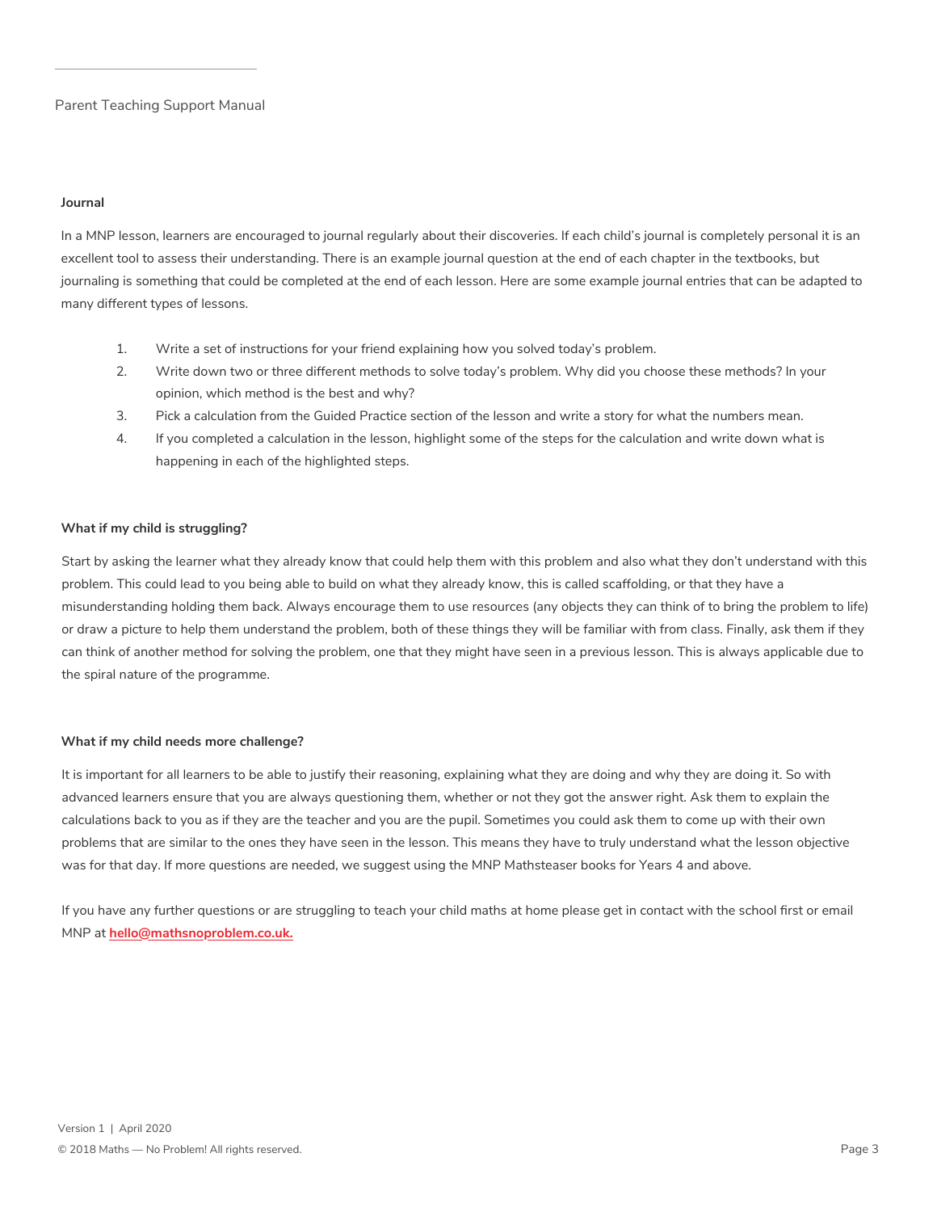### Journal

In a MNP lesson, learners are encouraged to journal regularly about their discoveries. If each child's journal is completely personal it is an excellent tool to assess their understanding. There is an example journal question at the end of each chapter in the textbooks, but journaling is something that could be completed at the end of each lesson. Here are some example journal entries that can be adapted to many different types of lessons.

1. Write a set of instructions for your friend explaining how you solved today's problem.
2. Write down two or three different methods to solve today's problem. Why did you choose these methods? In your opinion, which method is the best and why?
3. Pick a calculation from the Guided Practice section of the lesson and write a story for what the numbers mean.
4. If you completed a calculation in the lesson, highlight some of the steps for the calculation and write down what is happening in each of the highlighted steps.

### What if my child is struggling?

Start by asking the learner what they already know that could help them with this problem and also what they don't understand with this problem. This could lead to you being able to build on what they already know, this is called scaffolding, or that they have a misunderstanding holding them back. Always encourage them to use resources (any objects they can think of to bring the problem to life) or draw a picture to help them understand the problem, both of these things they will be familiar with from class. Finally, ask them if they can think of another method for solving the problem, one that they might have seen in a previous lesson. This is always applicable due to the spiral nature of the programme.

### What if my child needs more challenge?

It is important for all learners to be able to justify their reasoning, explaining what they are doing and why they are doing it. So with advanced learners ensure that you are always questioning them, whether or not they got the answer right. Ask them to explain the calculations back to you as if they are the teacher and you are the pupil. Sometimes you could ask them to come up with their own problems that are similar to the ones they have seen in the lesson. This means they have to truly understand what the lesson objective was for that day. If more questions are needed, we suggest using the MNP Mathsteaser books for Years 4 and above.

If you have any further questions or are struggling to teach your child maths at home please get in contact with the school first or email MNP at **hello@mathsnoproblem.co.uk.**